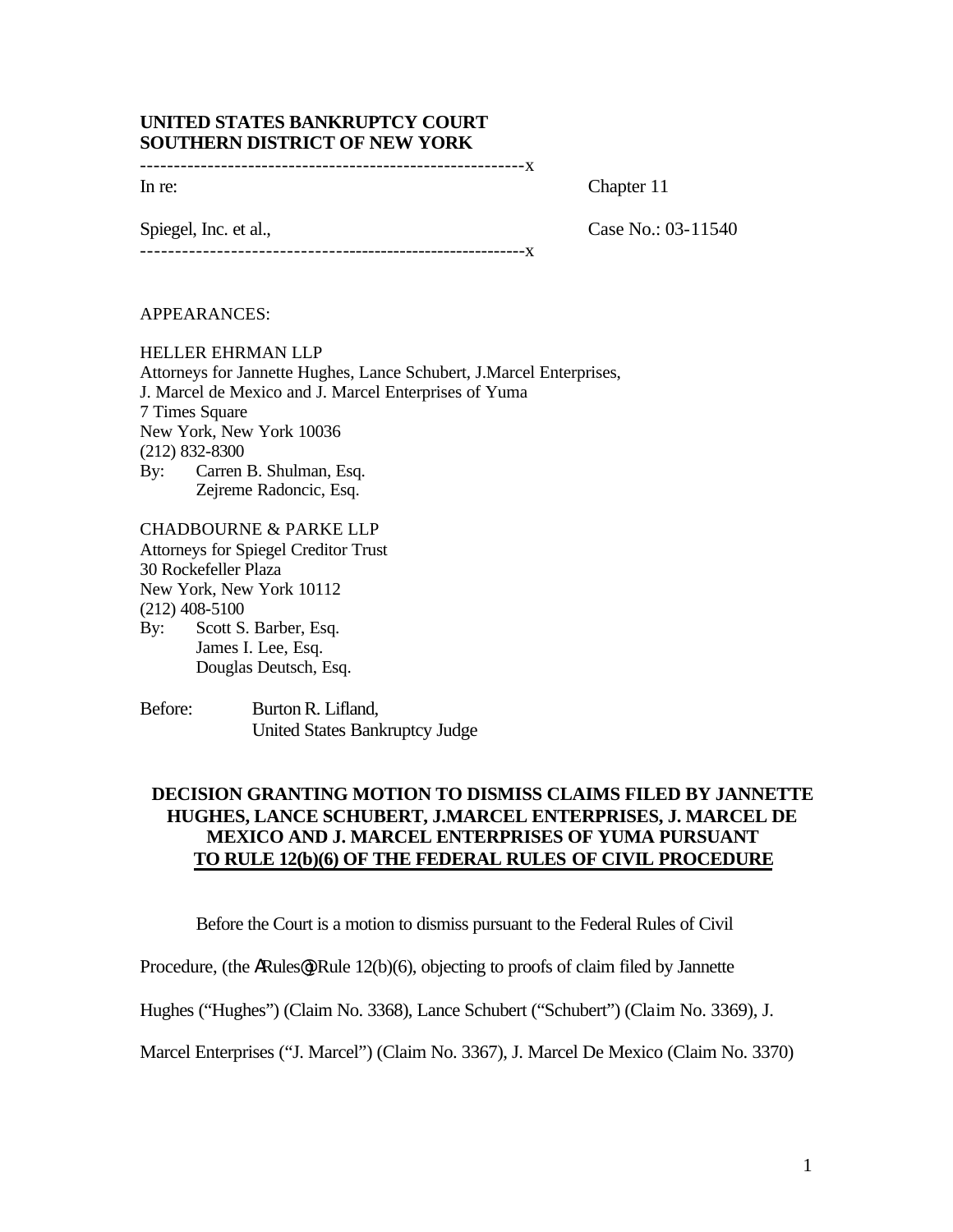**UNITED STATES BANKRUPTCY COURT**
**SOUTHERN DISTRICT OF NEW YORK**

---------------------------------------------------------x

| | |
|---|---|
| In re: | Chapter 11 |
| Spiegel, Inc. et al., | Case No.: 03-11540 |

---------------------------------------------------------x

APPEARANCES:

HELLER EHRMAN LLP
Attorneys for Jannette Hughes, Lance Schubert, J.Marcel Enterprises,
J. Marcel de Mexico and J. Marcel Enterprises of Yuma
7 Times Square
New York, New York 10036
(212) 832-8300
By: Carren B. Shulman, Esq.
Zejreme Radoncic, Esq.

CHADBOURNE & PARKE LLP
Attorneys for Spiegel Creditor Trust
30 Rockefeller Plaza
New York, New York 10112
(212) 408-5100
By: Scott S. Barber, Esq.
James I. Lee, Esq.
Douglas Deutsch, Esq.

Before: Burton R. Lifland,
United States Bankruptcy Judge

**DECISION GRANTING MOTION TO DISMISS CLAIMS FILED BY JANNETTE HUGHES, LANCE SCHUBERT, J.MARCEL ENTERPRISES, J. MARCEL DE MEXICO AND J. MARCEL ENTERPRISES OF YUMA PURSUANT TO RULE 12(b)(6) OF THE FEDERAL RULES OF CIVIL PROCEDURE**

Before the Court is a motion to dismiss pursuant to the Federal Rules of Civil Procedure, (the "Rules") Rule 12(b)(6), objecting to proofs of claim filed by Jannette Hughes ("Hughes") (Claim No. 3368), Lance Schubert ("Schubert") (Claim No. 3369), J. Marcel Enterprises ("J. Marcel") (Claim No. 3367), J. Marcel De Mexico (Claim No. 3370)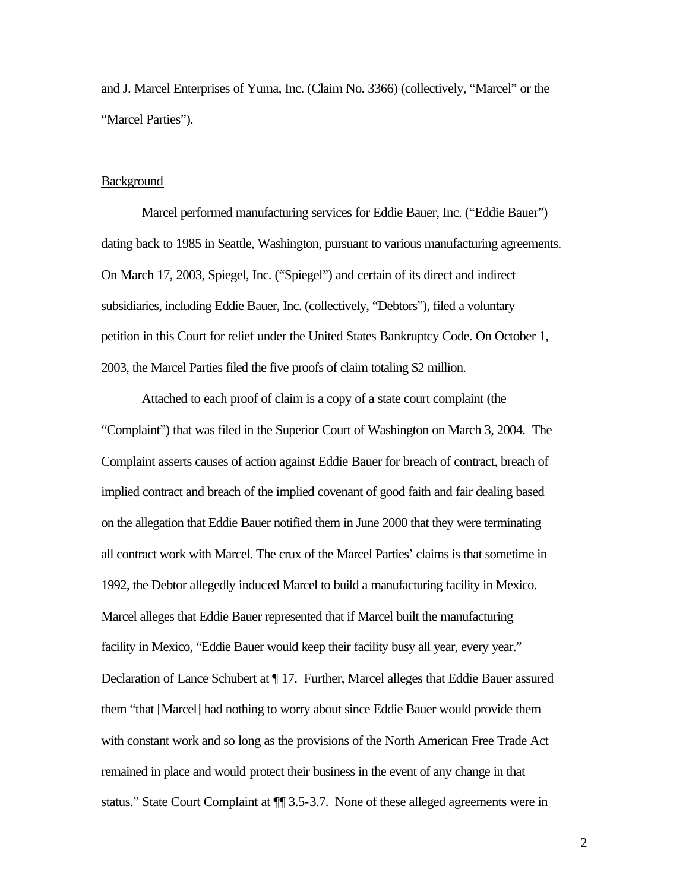and J. Marcel Enterprises of Yuma, Inc. (Claim No. 3366) (collectively, "Marcel" or the "Marcel Parties").

Background

Marcel performed manufacturing services for Eddie Bauer, Inc. ("Eddie Bauer") dating back to 1985 in Seattle, Washington, pursuant to various manufacturing agreements. On March 17, 2003, Spiegel, Inc. ("Spiegel") and certain of its direct and indirect subsidiaries, including Eddie Bauer, Inc. (collectively, "Debtors"), filed a voluntary petition in this Court for relief under the United States Bankruptcy Code. On October 1, 2003, the Marcel Parties filed the five proofs of claim totaling $2 million.

Attached to each proof of claim is a copy of a state court complaint (the "Complaint") that was filed in the Superior Court of Washington on March 3, 2004. The Complaint asserts causes of action against Eddie Bauer for breach of contract, breach of implied contract and breach of the implied covenant of good faith and fair dealing based on the allegation that Eddie Bauer notified them in June 2000 that they were terminating all contract work with Marcel. The crux of the Marcel Parties' claims is that sometime in 1992, the Debtor allegedly induced Marcel to build a manufacturing facility in Mexico. Marcel alleges that Eddie Bauer represented that if Marcel built the manufacturing facility in Mexico, "Eddie Bauer would keep their facility busy all year, every year." Declaration of Lance Schubert at ¶ 17. Further, Marcel alleges that Eddie Bauer assured them "that [Marcel] had nothing to worry about since Eddie Bauer would provide them with constant work and so long as the provisions of the North American Free Trade Act remained in place and would protect their business in the event of any change in that status." State Court Complaint at ¶¶ 3.5-3.7. None of these alleged agreements were in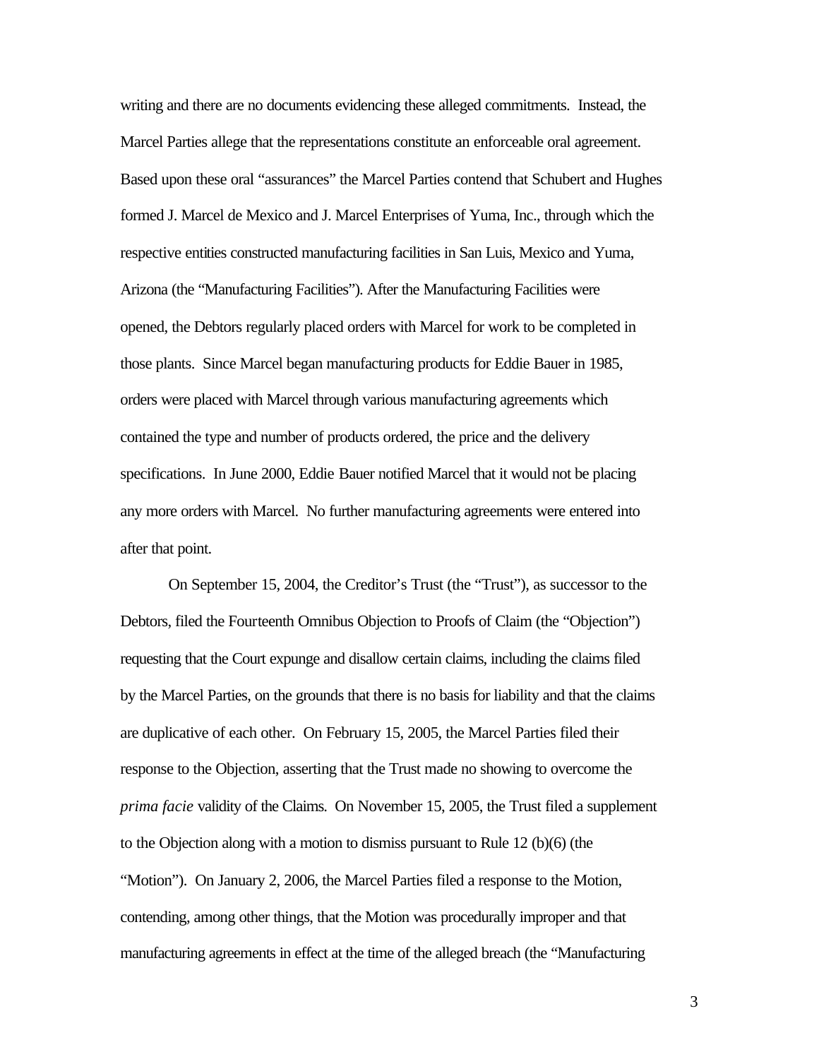writing and there are no documents evidencing these alleged commitments. Instead, the Marcel Parties allege that the representations constitute an enforceable oral agreement. Based upon these oral "assurances" the Marcel Parties contend that Schubert and Hughes formed J. Marcel de Mexico and J. Marcel Enterprises of Yuma, Inc., through which the respective entities constructed manufacturing facilities in San Luis, Mexico and Yuma, Arizona (the "Manufacturing Facilities"). After the Manufacturing Facilities were opened, the Debtors regularly placed orders with Marcel for work to be completed in those plants. Since Marcel began manufacturing products for Eddie Bauer in 1985, orders were placed with Marcel through various manufacturing agreements which contained the type and number of products ordered, the price and the delivery specifications. In June 2000, Eddie Bauer notified Marcel that it would not be placing any more orders with Marcel. No further manufacturing agreements were entered into after that point.

On September 15, 2004, the Creditor's Trust (the "Trust"), as successor to the Debtors, filed the Fourteenth Omnibus Objection to Proofs of Claim (the "Objection") requesting that the Court expunge and disallow certain claims, including the claims filed by the Marcel Parties, on the grounds that there is no basis for liability and that the claims are duplicative of each other. On February 15, 2005, the Marcel Parties filed their response to the Objection, asserting that the Trust made no showing to overcome the *prima facie* validity of the Claims. On November 15, 2005, the Trust filed a supplement to the Objection along with a motion to dismiss pursuant to Rule 12 (b)(6) (the "Motion"). On January 2, 2006, the Marcel Parties filed a response to the Motion, contending, among other things, that the Motion was procedurally improper and that manufacturing agreements in effect at the time of the alleged breach (the "Manufacturing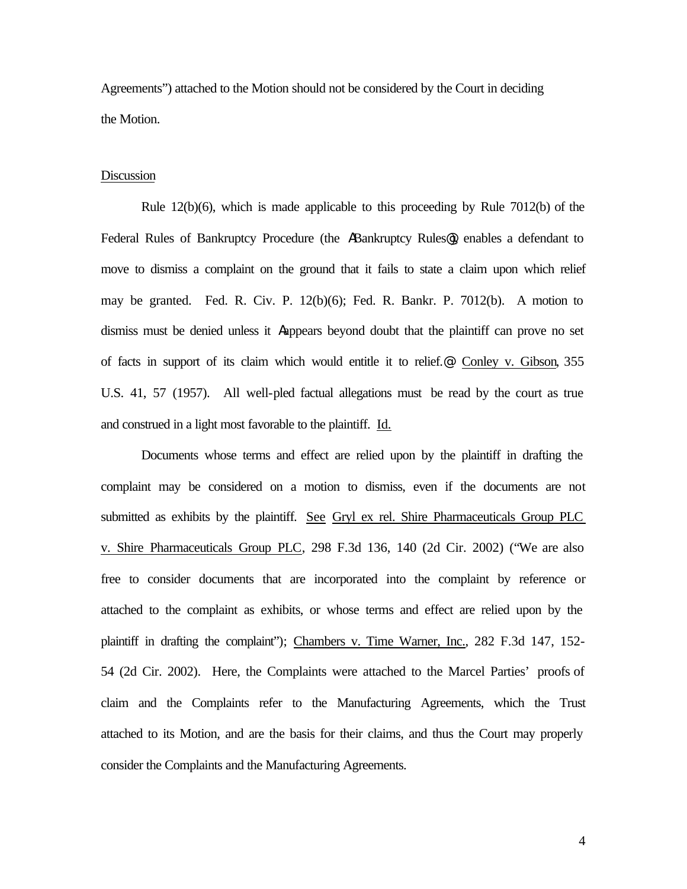Agreements") attached to the Motion should not be considered by the Court in deciding the Motion.

Discussion

Rule 12(b)(6), which is made applicable to this proceeding by Rule 7012(b) of the Federal Rules of Bankruptcy Procedure (the ABankruptcy Rules@), enables a defendant to move to dismiss a complaint on the ground that it fails to state a claim upon which relief may be granted. Fed. R. Civ. P. 12(b)(6); Fed. R. Bankr. P. 7012(b). A motion to dismiss must be denied unless it Aappears beyond doubt that the plaintiff can prove no set of facts in support of its claim which would entitle it to relief.@ Conley v. Gibson, 355 U.S. 41, 57 (1957). All well-pled factual allegations must be read by the court as true and construed in a light most favorable to the plaintiff. Id.

Documents whose terms and effect are relied upon by the plaintiff in drafting the complaint may be considered on a motion to dismiss, even if the documents are not submitted as exhibits by the plaintiff. See Gryl ex rel. Shire Pharmaceuticals Group PLC v. Shire Pharmaceuticals Group PLC, 298 F.3d 136, 140 (2d Cir. 2002) ("We are also free to consider documents that are incorporated into the complaint by reference or attached to the complaint as exhibits, or whose terms and effect are relied upon by the plaintiff in drafting the complaint"); Chambers v. Time Warner, Inc., 282 F.3d 147, 152-54 (2d Cir. 2002). Here, the Complaints were attached to the Marcel Parties' proofs of claim and the Complaints refer to the Manufacturing Agreements, which the Trust attached to its Motion, and are the basis for their claims, and thus the Court may properly consider the Complaints and the Manufacturing Agreements.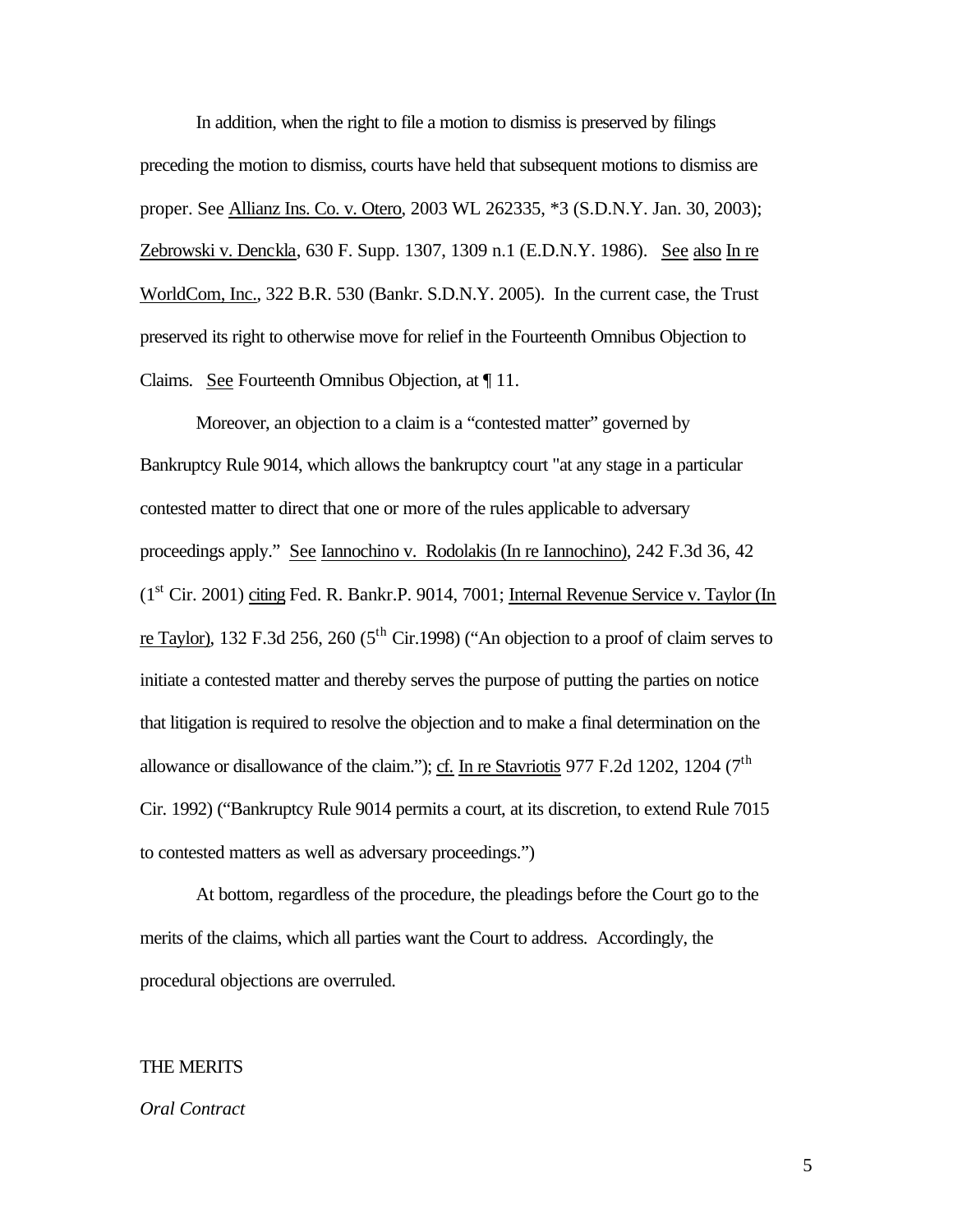In addition, when the right to file a motion to dismiss is preserved by filings preceding the motion to dismiss, courts have held that subsequent motions to dismiss are proper. See Allianz Ins. Co. v. Otero, 2003 WL 262335, *3 (S.D.N.Y. Jan. 30, 2003); Zebrowski v. Denckla, 630 F. Supp. 1307, 1309 n.1 (E.D.N.Y. 1986). See also In re WorldCom, Inc., 322 B.R. 530 (Bankr. S.D.N.Y. 2005). In the current case, the Trust preserved its right to otherwise move for relief in the Fourteenth Omnibus Objection to Claims. See Fourteenth Omnibus Objection, at ¶ 11.

Moreover, an objection to a claim is a "contested matter" governed by Bankruptcy Rule 9014, which allows the bankruptcy court "at any stage in a particular contested matter to direct that one or more of the rules applicable to adversary proceedings apply." See Iannochino v. Rodolakis (In re Iannochino), 242 F.3d 36, 42 (1st Cir. 2001) citing Fed. R. Bankr.P. 9014, 7001; Internal Revenue Service v. Taylor (In re Taylor), 132 F.3d 256, 260 (5th Cir.1998) ("An objection to a proof of claim serves to initiate a contested matter and thereby serves the purpose of putting the parties on notice that litigation is required to resolve the objection and to make a final determination on the allowance or disallowance of the claim."); cf. In re Stavriotis 977 F.2d 1202, 1204 (7th Cir. 1992) ("Bankruptcy Rule 9014 permits a court, at its discretion, to extend Rule 7015 to contested matters as well as adversary proceedings.")

At bottom, regardless of the procedure, the pleadings before the Court go to the merits of the claims, which all parties want the Court to address. Accordingly, the procedural objections are overruled.

## THE MERITS

### *Oral Contract*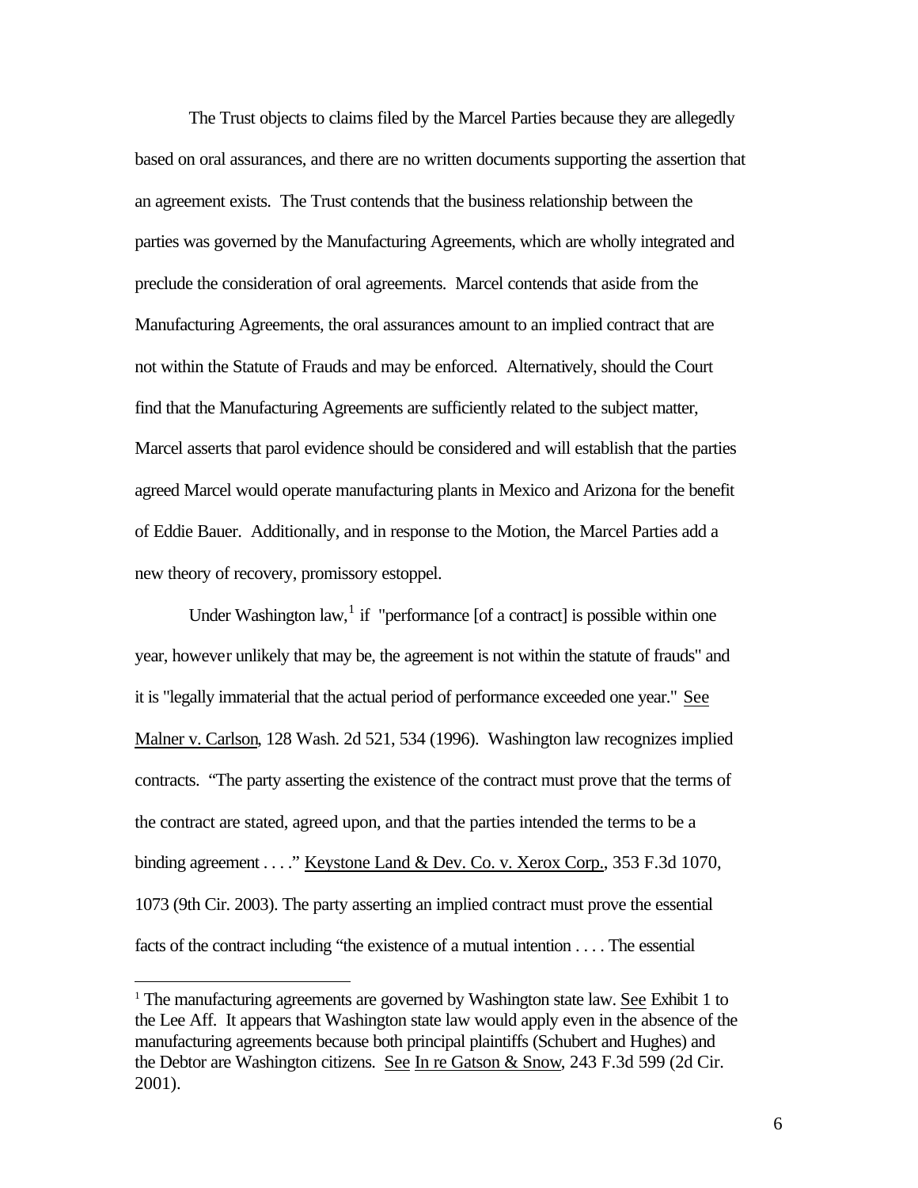The Trust objects to claims filed by the Marcel Parties because they are allegedly based on oral assurances, and there are no written documents supporting the assertion that an agreement exists. The Trust contends that the business relationship between the parties was governed by the Manufacturing Agreements, which are wholly integrated and preclude the consideration of oral agreements. Marcel contends that aside from the Manufacturing Agreements, the oral assurances amount to an implied contract that are not within the Statute of Frauds and may be enforced. Alternatively, should the Court find that the Manufacturing Agreements are sufficiently related to the subject matter, Marcel asserts that parol evidence should be considered and will establish that the parties agreed Marcel would operate manufacturing plants in Mexico and Arizona for the benefit of Eddie Bauer. Additionally, and in response to the Motion, the Marcel Parties add a new theory of recovery, promissory estoppel.

Under Washington law,[1] if "performance [of a contract] is possible within one year, however unlikely that may be, the agreement is not within the statute of frauds" and it is "legally immaterial that the actual period of performance exceeded one year." See Malner v. Carlson, 128 Wash. 2d 521, 534 (1996). Washington law recognizes implied contracts. "The party asserting the existence of the contract must prove that the terms of the contract are stated, agreed upon, and that the parties intended the terms to be a binding agreement . . . ." Keystone Land & Dev. Co. v. Xerox Corp., 353 F.3d 1070, 1073 (9th Cir. 2003). The party asserting an implied contract must prove the essential facts of the contract including "the existence of a mutual intention . . . . The essential

---

[1] The manufacturing agreements are governed by Washington state law. See Exhibit 1 to the Lee Aff. It appears that Washington state law would apply even in the absence of the manufacturing agreements because both principal plaintiffs (Schubert and Hughes) and the Debtor are Washington citizens. See In re Gatson & Snow, 243 F.3d 599 (2d Cir. 2001).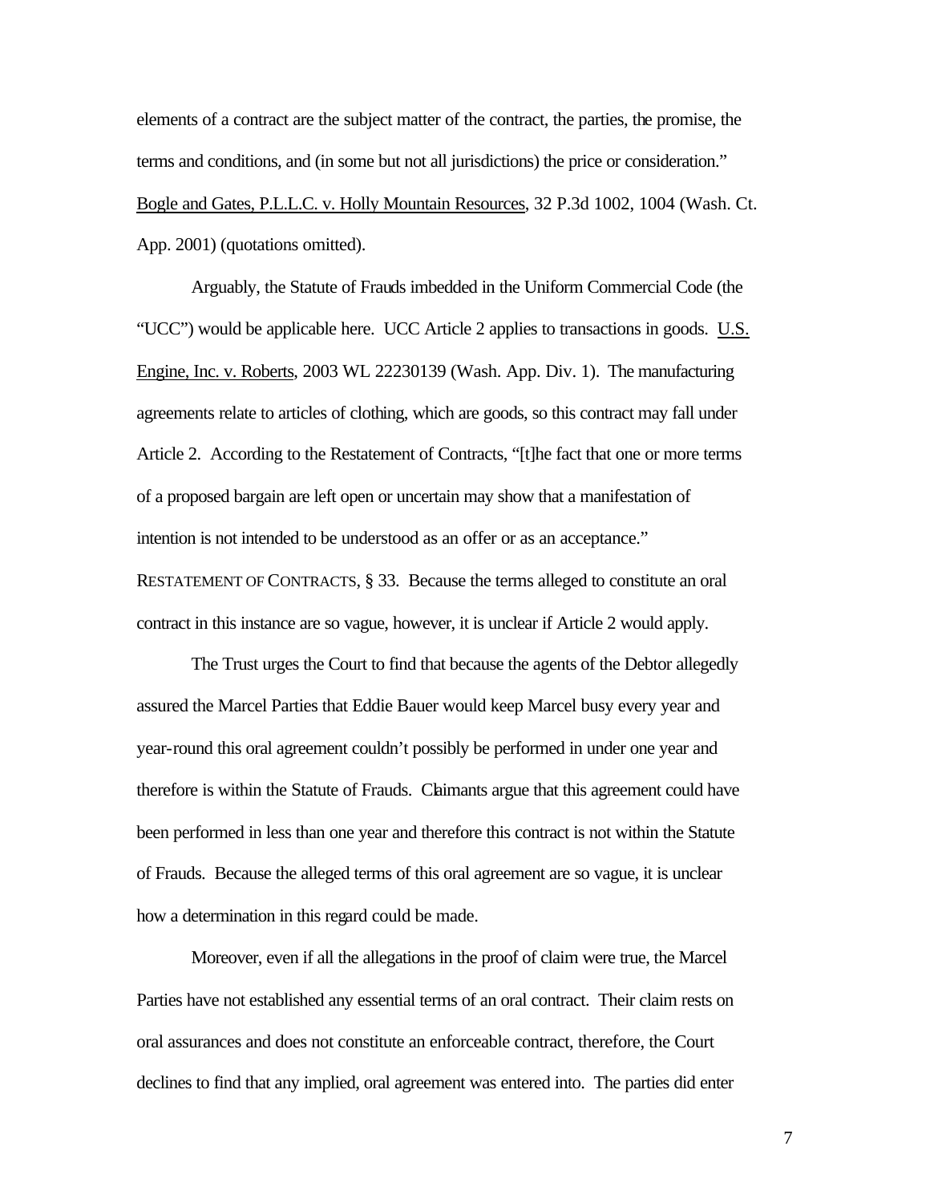elements of a contract are the subject matter of the contract, the parties, the promise, the terms and conditions, and (in some but not all jurisdictions) the price or consideration." Bogle and Gates, P.L.L.C. v. Holly Mountain Resources, 32 P.3d 1002, 1004 (Wash. Ct. App. 2001) (quotations omitted).

Arguably, the Statute of Frauds imbedded in the Uniform Commercial Code (the "UCC") would be applicable here. UCC Article 2 applies to transactions in goods. U.S. Engine, Inc. v. Roberts, 2003 WL 22230139 (Wash. App. Div. 1). The manufacturing agreements relate to articles of clothing, which are goods, so this contract may fall under Article 2. According to the Restatement of Contracts, "[t]he fact that one or more terms of a proposed bargain are left open or uncertain may show that a manifestation of intention is not intended to be understood as an offer or as an acceptance." RESTATEMENT OF CONTRACTS, § 33. Because the terms alleged to constitute an oral contract in this instance are so vague, however, it is unclear if Article 2 would apply.

The Trust urges the Court to find that because the agents of the Debtor allegedly assured the Marcel Parties that Eddie Bauer would keep Marcel busy every year and year-round this oral agreement couldn't possibly be performed in under one year and therefore is within the Statute of Frauds. Claimants argue that this agreement could have been performed in less than one year and therefore this contract is not within the Statute of Frauds. Because the alleged terms of this oral agreement are so vague, it is unclear how a determination in this regard could be made.

Moreover, even if all the allegations in the proof of claim were true, the Marcel Parties have not established any essential terms of an oral contract. Their claim rests on oral assurances and does not constitute an enforceable contract, therefore, the Court declines to find that any implied, oral agreement was entered into. The parties did enter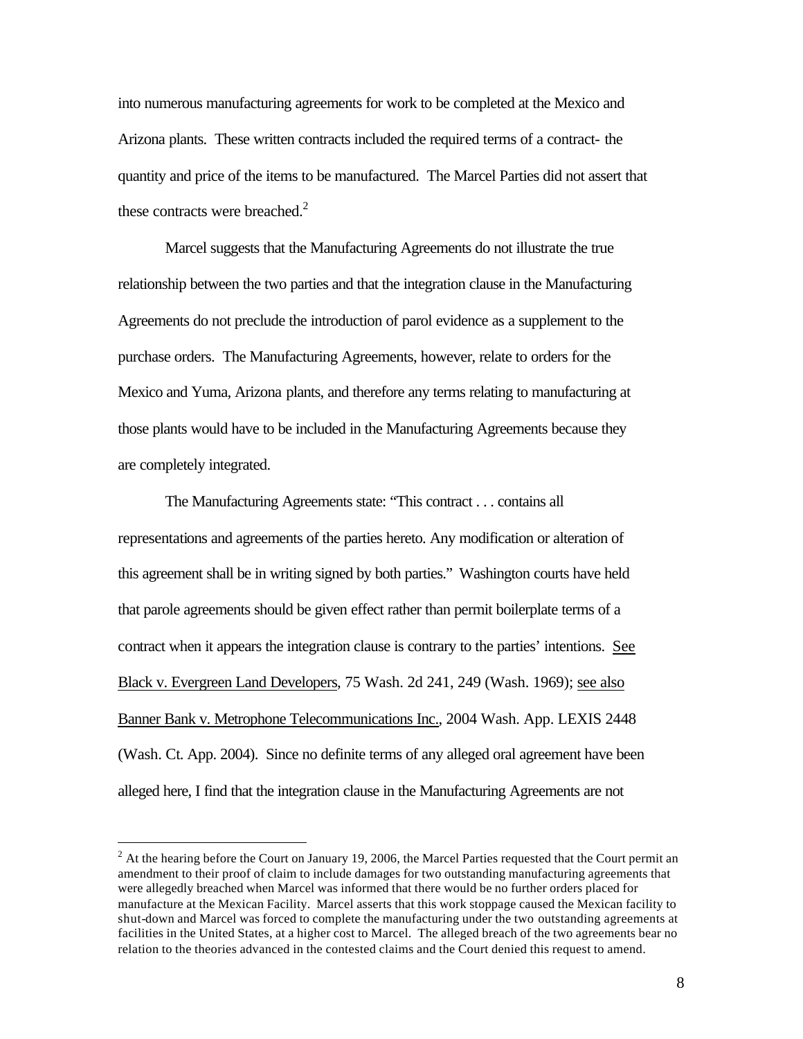into numerous manufacturing agreements for work to be completed at the Mexico and Arizona plants. These written contracts included the required terms of a contract- the quantity and price of the items to be manufactured. The Marcel Parties did not assert that these contracts were breached.[2]

Marcel suggests that the Manufacturing Agreements do not illustrate the true relationship between the two parties and that the integration clause in the Manufacturing Agreements do not preclude the introduction of parol evidence as a supplement to the purchase orders. The Manufacturing Agreements, however, relate to orders for the Mexico and Yuma, Arizona plants, and therefore any terms relating to manufacturing at those plants would have to be included in the Manufacturing Agreements because they are completely integrated.

The Manufacturing Agreements state: "This contract . . . contains all representations and agreements of the parties hereto. Any modification or alteration of this agreement shall be in writing signed by both parties." Washington courts have held that parole agreements should be given effect rather than permit boilerplate terms of a contract when it appears the integration clause is contrary to the parties' intentions. See Black v. Evergreen Land Developers, 75 Wash. 2d 241, 249 (Wash. 1969); see also Banner Bank v. Metrophone Telecommunications Inc., 2004 Wash. App. LEXIS 2448 (Wash. Ct. App. 2004). Since no definite terms of any alleged oral agreement have been alleged here, I find that the integration clause in the Manufacturing Agreements are not

---

[2] At the hearing before the Court on January 19, 2006, the Marcel Parties requested that the Court permit an amendment to their proof of claim to include damages for two outstanding manufacturing agreements that were allegedly breached when Marcel was informed that there would be no further orders placed for manufacture at the Mexican Facility. Marcel asserts that this work stoppage caused the Mexican facility to shut-down and Marcel was forced to complete the manufacturing under the two outstanding agreements at facilities in the United States, at a higher cost to Marcel. The alleged breach of the two agreements bear no relation to the theories advanced in the contested claims and the Court denied this request to amend.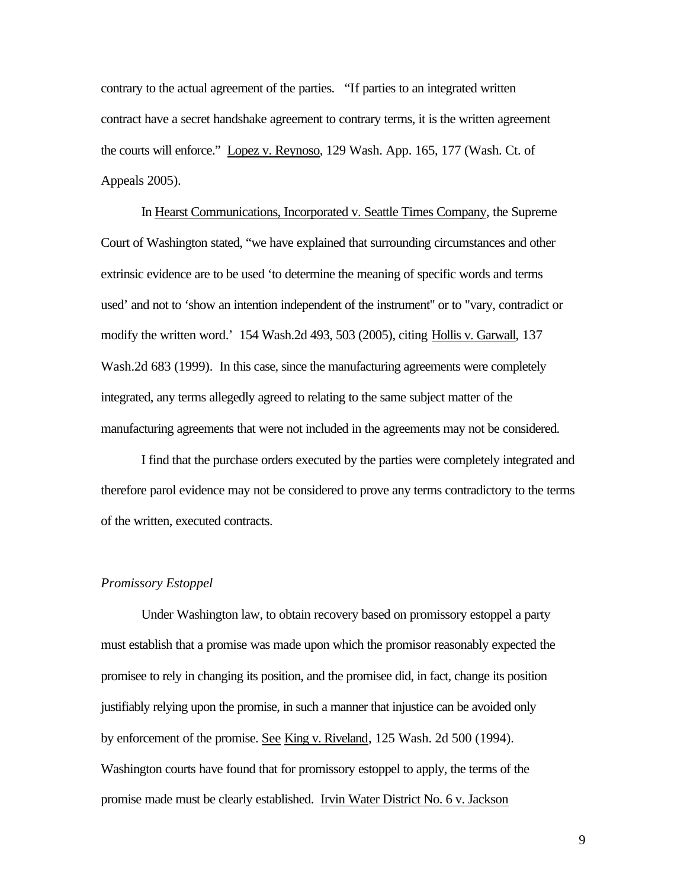contrary to the actual agreement of the parties. "If parties to an integrated written contract have a secret handshake agreement to contrary terms, it is the written agreement the courts will enforce." Lopez v. Reynoso, 129 Wash. App. 165, 177 (Wash. Ct. of Appeals 2005).

In Hearst Communications, Incorporated v. Seattle Times Company, the Supreme Court of Washington stated, "we have explained that surrounding circumstances and other extrinsic evidence are to be used 'to determine the meaning of specific words and terms used' and not to 'show an intention independent of the instrument" or to "vary, contradict or modify the written word.' 154 Wash.2d 493, 503 (2005), citing Hollis v. Garwall, 137 Wash.2d 683 (1999). In this case, since the manufacturing agreements were completely integrated, any terms allegedly agreed to relating to the same subject matter of the manufacturing agreements that were not included in the agreements may not be considered.

I find that the purchase orders executed by the parties were completely integrated and therefore parol evidence may not be considered to prove any terms contradictory to the terms of the written, executed contracts.

*Promissory Estoppel*

Under Washington law, to obtain recovery based on promissory estoppel a party must establish that a promise was made upon which the promisor reasonably expected the promisee to rely in changing its position, and the promisee did, in fact, change its position justifiably relying upon the promise, in such a manner that injustice can be avoided only by enforcement of the promise. See King v. Riveland, 125 Wash. 2d 500 (1994). Washington courts have found that for promissory estoppel to apply, the terms of the promise made must be clearly established. Irvin Water District No. 6 v. Jackson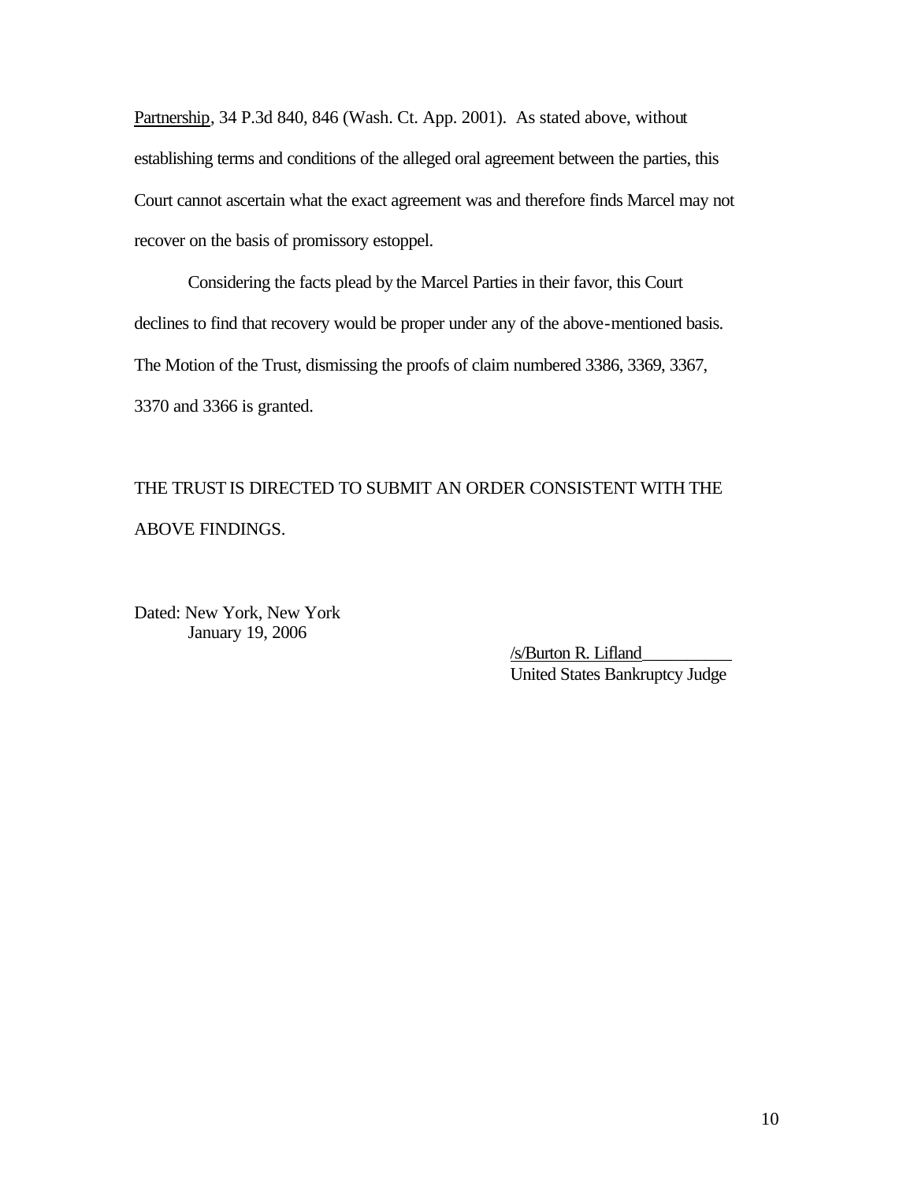Partnership, 34 P.3d 840, 846 (Wash. Ct. App. 2001). As stated above, without establishing terms and conditions of the alleged oral agreement between the parties, this Court cannot ascertain what the exact agreement was and therefore finds Marcel may not recover on the basis of promissory estoppel.

Considering the facts plead by the Marcel Parties in their favor, this Court declines to find that recovery would be proper under any of the above-mentioned basis. The Motion of the Trust, dismissing the proofs of claim numbered 3386, 3369, 3367, 3370 and 3366 is granted.

THE TRUST IS DIRECTED TO SUBMIT AN ORDER CONSISTENT WITH THE ABOVE FINDINGS.

Dated: New York, New York
January 19, 2006

/s/Burton R. Lifland
United States Bankruptcy Judge